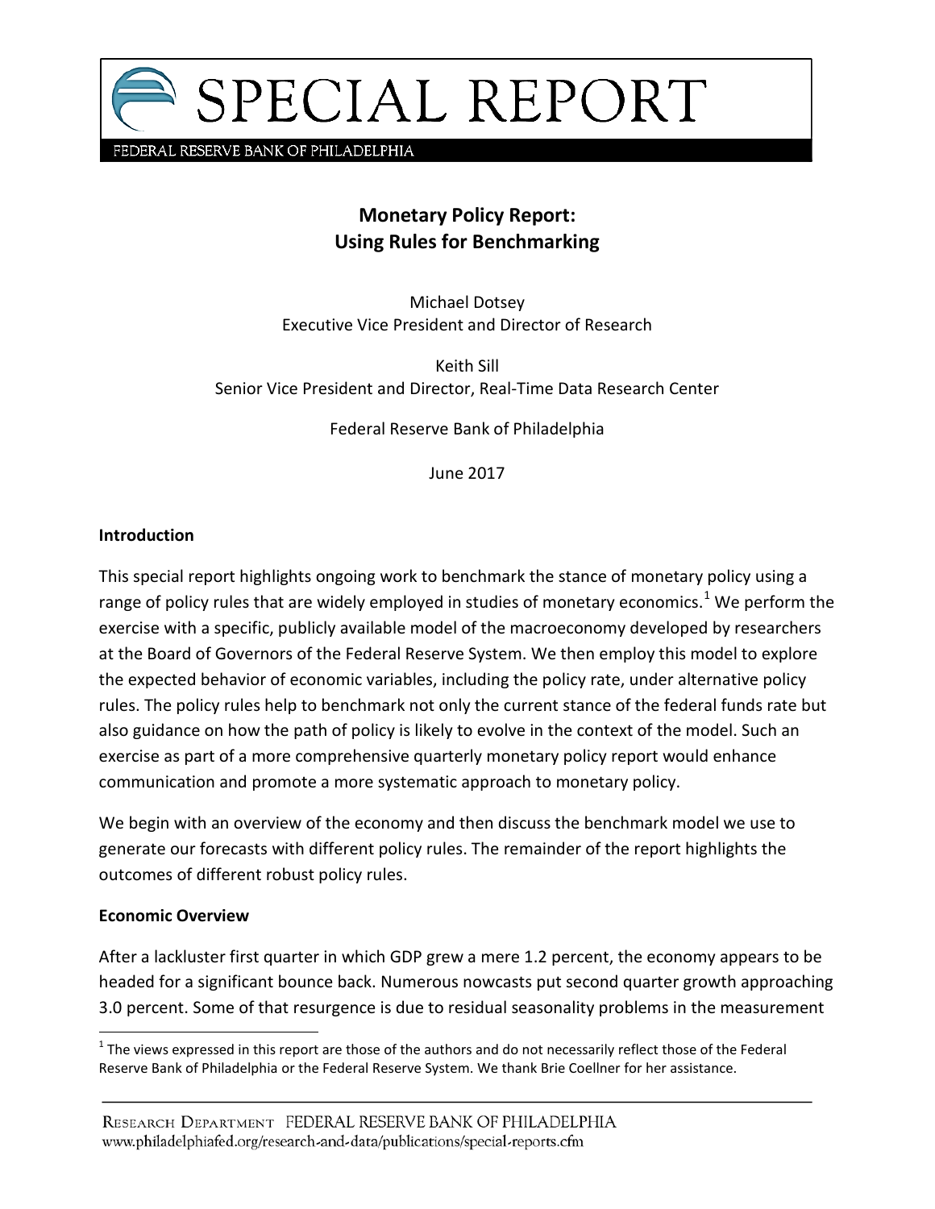# SPECIAL REPORT

FEDERAL RESERVE BANK OF PHILADELPHIA

## Monetary Policy Report: Using Rules for Benchmarking

Michael Dotsey
Executive Vice President and Director of Research

Keith Sill
Senior Vice President and Director, Real-Time Data Research Center

Federal Reserve Bank of Philadelphia

June 2017

### Introduction

This special report highlights ongoing work to benchmark the stance of monetary policy using a range of policy rules that are widely employed in studies of monetary economics.[1] We perform the exercise with a specific, publicly available model of the macroeconomy developed by researchers at the Board of Governors of the Federal Reserve System. We then employ this model to explore the expected behavior of economic variables, including the policy rate, under alternative policy rules. The policy rules help to benchmark not only the current stance of the federal funds rate but also guidance on how the path of policy is likely to evolve in the context of the model. Such an exercise as part of a more comprehensive quarterly monetary policy report would enhance communication and promote a more systematic approach to monetary policy.

We begin with an overview of the economy and then discuss the benchmark model we use to generate our forecasts with different policy rules. The remainder of the report highlights the outcomes of different robust policy rules.

### Economic Overview

After a lackluster first quarter in which GDP grew a mere 1.2 percent, the economy appears to be headed for a significant bounce back. Numerous nowcasts put second quarter growth approaching 3.0 percent. Some of that resurgence is due to residual seasonality problems in the measurement

[1] The views expressed in this report are those of the authors and do not necessarily reflect those of the Federal Reserve Bank of Philadelphia or the Federal Reserve System. We thank Brie Coellner for her assistance.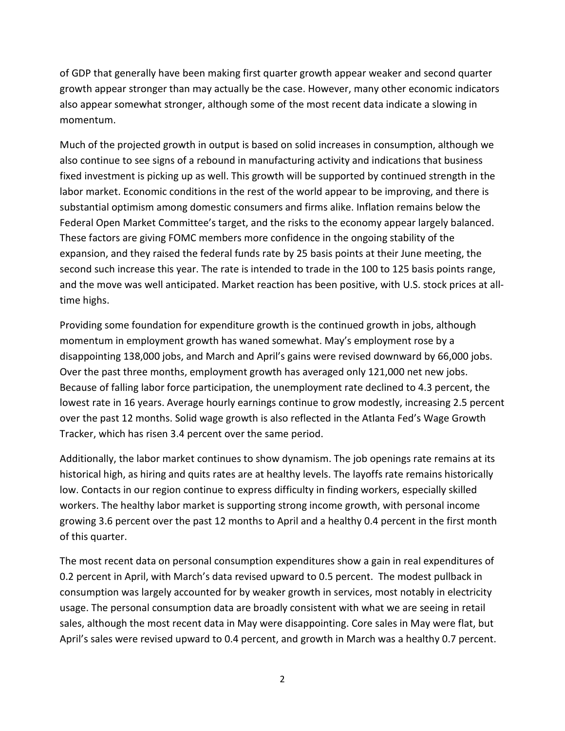of GDP that generally have been making first quarter growth appear weaker and second quarter growth appear stronger than may actually be the case. However, many other economic indicators also appear somewhat stronger, although some of the most recent data indicate a slowing in momentum.

Much of the projected growth in output is based on solid increases in consumption, although we also continue to see signs of a rebound in manufacturing activity and indications that business fixed investment is picking up as well. This growth will be supported by continued strength in the labor market. Economic conditions in the rest of the world appear to be improving, and there is substantial optimism among domestic consumers and firms alike. Inflation remains below the Federal Open Market Committee's target, and the risks to the economy appear largely balanced. These factors are giving FOMC members more confidence in the ongoing stability of the expansion, and they raised the federal funds rate by 25 basis points at their June meeting, the second such increase this year. The rate is intended to trade in the 100 to 125 basis points range, and the move was well anticipated. Market reaction has been positive, with U.S. stock prices at all-time highs.

Providing some foundation for expenditure growth is the continued growth in jobs, although momentum in employment growth has waned somewhat. May's employment rose by a disappointing 138,000 jobs, and March and April's gains were revised downward by 66,000 jobs. Over the past three months, employment growth has averaged only 121,000 net new jobs. Because of falling labor force participation, the unemployment rate declined to 4.3 percent, the lowest rate in 16 years. Average hourly earnings continue to grow modestly, increasing 2.5 percent over the past 12 months. Solid wage growth is also reflected in the Atlanta Fed's Wage Growth Tracker, which has risen 3.4 percent over the same period.

Additionally, the labor market continues to show dynamism. The job openings rate remains at its historical high, as hiring and quits rates are at healthy levels. The layoffs rate remains historically low. Contacts in our region continue to express difficulty in finding workers, especially skilled workers. The healthy labor market is supporting strong income growth, with personal income growing 3.6 percent over the past 12 months to April and a healthy 0.4 percent in the first month of this quarter.

The most recent data on personal consumption expenditures show a gain in real expenditures of 0.2 percent in April, with March's data revised upward to 0.5 percent. The modest pullback in consumption was largely accounted for by weaker growth in services, most notably in electricity usage. The personal consumption data are broadly consistent with what we are seeing in retail sales, although the most recent data in May were disappointing. Core sales in May were flat, but April's sales were revised upward to 0.4 percent, and growth in March was a healthy 0.7 percent.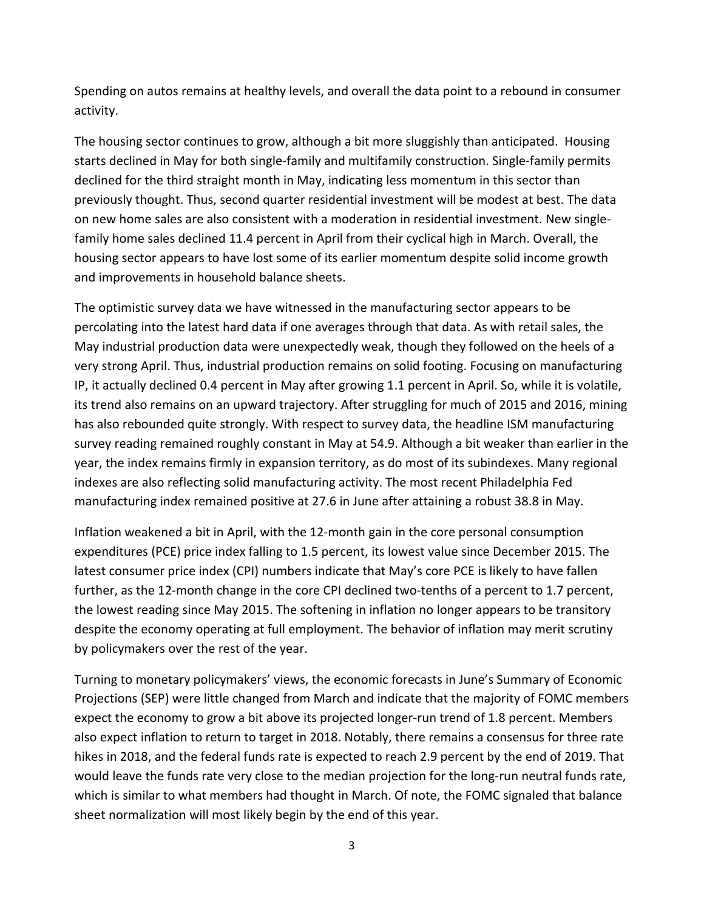Spending on autos remains at healthy levels, and overall the data point to a rebound in consumer activity.

The housing sector continues to grow, although a bit more sluggishly than anticipated. Housing starts declined in May for both single-family and multifamily construction. Single-family permits declined for the third straight month in May, indicating less momentum in this sector than previously thought. Thus, second quarter residential investment will be modest at best. The data on new home sales are also consistent with a moderation in residential investment. New single-family home sales declined 11.4 percent in April from their cyclical high in March. Overall, the housing sector appears to have lost some of its earlier momentum despite solid income growth and improvements in household balance sheets.

The optimistic survey data we have witnessed in the manufacturing sector appears to be percolating into the latest hard data if one averages through that data. As with retail sales, the May industrial production data were unexpectedly weak, though they followed on the heels of a very strong April. Thus, industrial production remains on solid footing. Focusing on manufacturing IP, it actually declined 0.4 percent in May after growing 1.1 percent in April. So, while it is volatile, its trend also remains on an upward trajectory. After struggling for much of 2015 and 2016, mining has also rebounded quite strongly. With respect to survey data, the headline ISM manufacturing survey reading remained roughly constant in May at 54.9. Although a bit weaker than earlier in the year, the index remains firmly in expansion territory, as do most of its subindexes. Many regional indexes are also reflecting solid manufacturing activity. The most recent Philadelphia Fed manufacturing index remained positive at 27.6 in June after attaining a robust 38.8 in May.

Inflation weakened a bit in April, with the 12-month gain in the core personal consumption expenditures (PCE) price index falling to 1.5 percent, its lowest value since December 2015. The latest consumer price index (CPI) numbers indicate that May's core PCE is likely to have fallen further, as the 12-month change in the core CPI declined two-tenths of a percent to 1.7 percent, the lowest reading since May 2015. The softening in inflation no longer appears to be transitory despite the economy operating at full employment. The behavior of inflation may merit scrutiny by policymakers over the rest of the year.

Turning to monetary policymakers' views, the economic forecasts in June's Summary of Economic Projections (SEP) were little changed from March and indicate that the majority of FOMC members expect the economy to grow a bit above its projected longer-run trend of 1.8 percent. Members also expect inflation to return to target in 2018. Notably, there remains a consensus for three rate hikes in 2018, and the federal funds rate is expected to reach 2.9 percent by the end of 2019. That would leave the funds rate very close to the median projection for the long-run neutral funds rate, which is similar to what members had thought in March. Of note, the FOMC signaled that balance sheet normalization will most likely begin by the end of this year.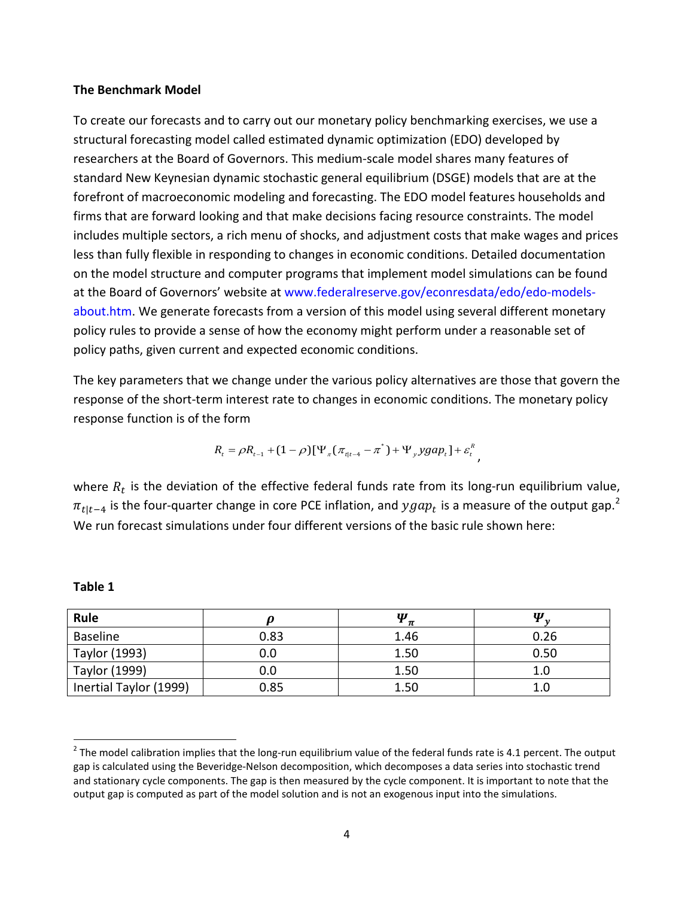**The Benchmark Model**

To create our forecasts and to carry out our monetary policy benchmarking exercises, we use a structural forecasting model called estimated dynamic optimization (EDO) developed by researchers at the Board of Governors. This medium-scale model shares many features of standard New Keynesian dynamic stochastic general equilibrium (DSGE) models that are at the forefront of macroeconomic modeling and forecasting. The EDO model features households and firms that are forward looking and that make decisions facing resource constraints. The model includes multiple sectors, a rich menu of shocks, and adjustment costs that make wages and prices less than fully flexible in responding to changes in economic conditions. Detailed documentation on the model structure and computer programs that implement model simulations can be found at the Board of Governors' website at www.federalreserve.gov/econresdata/edo/edo-models-about.htm. We generate forecasts from a version of this model using several different monetary policy rules to provide a sense of how the economy might perform under a reasonable set of policy paths, given current and expected economic conditions.

The key parameters that we change under the various policy alternatives are those that govern the response of the short-term interest rate to changes in economic conditions. The monetary policy response function is of the form

$$R_t = \rho R_{t-1} + (1-\rho)[\Psi_\pi(\pi_{t|t-4} - \pi^*) + \Psi_y ygap_t] + \varepsilon_t^R,$$

where $R_t$ is the deviation of the effective federal funds rate from its long-run equilibrium value, $\pi_{t|t-4}$ is the four-quarter change in core PCE inflation, and $ygap_t$ is a measure of the output gap.[2] We run forecast simulations under four different versions of the basic rule shown here:

**Table 1**

| Rule | $\rho$ | $\Psi_\pi$ | $\Psi_y$ |
|---|---|---|---|
| Baseline | 0.83 | 1.46 | 0.26 |
| Taylor (1993) | 0.0 | 1.50 | 0.50 |
| Taylor (1999) | 0.0 | 1.50 | 1.0 |
| Inertial Taylor (1999) | 0.85 | 1.50 | 1.0 |

[2] The model calibration implies that the long-run equilibrium value of the federal funds rate is 4.1 percent. The output gap is calculated using the Beveridge-Nelson decomposition, which decomposes a data series into stochastic trend and stationary cycle components. The gap is then measured by the cycle component. It is important to note that the output gap is computed as part of the model solution and is not an exogenous input into the simulations.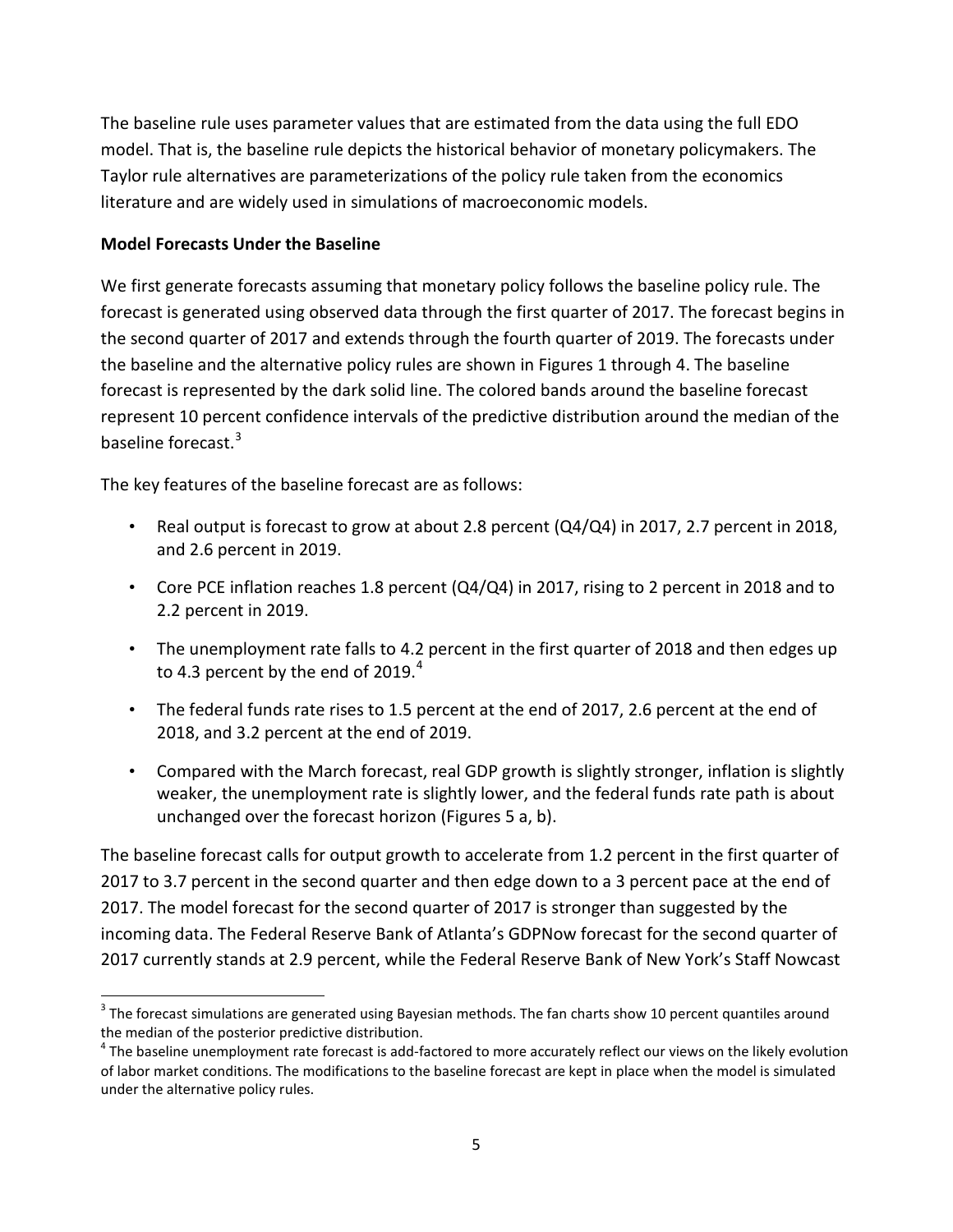The baseline rule uses parameter values that are estimated from the data using the full EDO model. That is, the baseline rule depicts the historical behavior of monetary policymakers. The Taylor rule alternatives are parameterizations of the policy rule taken from the economics literature and are widely used in simulations of macroeconomic models.

**Model Forecasts Under the Baseline**

We first generate forecasts assuming that monetary policy follows the baseline policy rule. The forecast is generated using observed data through the first quarter of 2017. The forecast begins in the second quarter of 2017 and extends through the fourth quarter of 2019. The forecasts under the baseline and the alternative policy rules are shown in Figures 1 through 4. The baseline forecast is represented by the dark solid line. The colored bands around the baseline forecast represent 10 percent confidence intervals of the predictive distribution around the median of the baseline forecast.[3]

The key features of the baseline forecast are as follows:

- Real output is forecast to grow at about 2.8 percent (Q4/Q4) in 2017, 2.7 percent in 2018, and 2.6 percent in 2019.
- Core PCE inflation reaches 1.8 percent (Q4/Q4) in 2017, rising to 2 percent in 2018 and to 2.2 percent in 2019.
- The unemployment rate falls to 4.2 percent in the first quarter of 2018 and then edges up to 4.3 percent by the end of 2019.[4]
- The federal funds rate rises to 1.5 percent at the end of 2017, 2.6 percent at the end of 2018, and 3.2 percent at the end of 2019.
- Compared with the March forecast, real GDP growth is slightly stronger, inflation is slightly weaker, the unemployment rate is slightly lower, and the federal funds rate path is about unchanged over the forecast horizon (Figures 5 a, b).

The baseline forecast calls for output growth to accelerate from 1.2 percent in the first quarter of 2017 to 3.7 percent in the second quarter and then edge down to a 3 percent pace at the end of 2017. The model forecast for the second quarter of 2017 is stronger than suggested by the incoming data. The Federal Reserve Bank of Atlanta's GDPNow forecast for the second quarter of 2017 currently stands at 2.9 percent, while the Federal Reserve Bank of New York's Staff Nowcast

---

[3] The forecast simulations are generated using Bayesian methods. The fan charts show 10 percent quantiles around the median of the posterior predictive distribution.

[4] The baseline unemployment rate forecast is add-factored to more accurately reflect our views on the likely evolution of labor market conditions. The modifications to the baseline forecast are kept in place when the model is simulated under the alternative policy rules.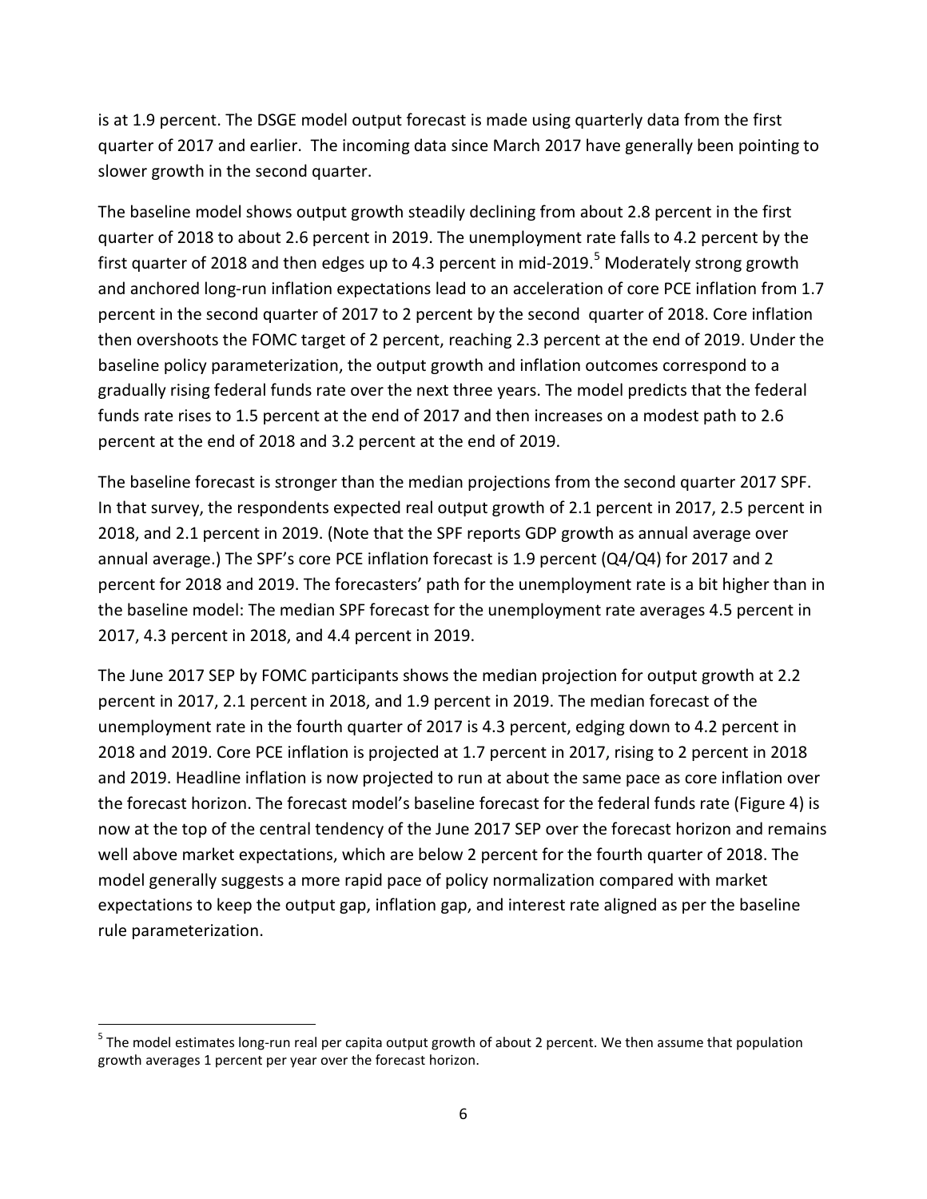is at 1.9 percent. The DSGE model output forecast is made using quarterly data from the first quarter of 2017 and earlier. The incoming data since March 2017 have generally been pointing to slower growth in the second quarter.

The baseline model shows output growth steadily declining from about 2.8 percent in the first quarter of 2018 to about 2.6 percent in 2019. The unemployment rate falls to 4.2 percent by the first quarter of 2018 and then edges up to 4.3 percent in mid-2019.[5] Moderately strong growth and anchored long-run inflation expectations lead to an acceleration of core PCE inflation from 1.7 percent in the second quarter of 2017 to 2 percent by the second quarter of 2018. Core inflation then overshoots the FOMC target of 2 percent, reaching 2.3 percent at the end of 2019. Under the baseline policy parameterization, the output growth and inflation outcomes correspond to a gradually rising federal funds rate over the next three years. The model predicts that the federal funds rate rises to 1.5 percent at the end of 2017 and then increases on a modest path to 2.6 percent at the end of 2018 and 3.2 percent at the end of 2019.

The baseline forecast is stronger than the median projections from the second quarter 2017 SPF. In that survey, the respondents expected real output growth of 2.1 percent in 2017, 2.5 percent in 2018, and 2.1 percent in 2019. (Note that the SPF reports GDP growth as annual average over annual average.) The SPF's core PCE inflation forecast is 1.9 percent (Q4/Q4) for 2017 and 2 percent for 2018 and 2019. The forecasters' path for the unemployment rate is a bit higher than in the baseline model: The median SPF forecast for the unemployment rate averages 4.5 percent in 2017, 4.3 percent in 2018, and 4.4 percent in 2019.

The June 2017 SEP by FOMC participants shows the median projection for output growth at 2.2 percent in 2017, 2.1 percent in 2018, and 1.9 percent in 2019. The median forecast of the unemployment rate in the fourth quarter of 2017 is 4.3 percent, edging down to 4.2 percent in 2018 and 2019. Core PCE inflation is projected at 1.7 percent in 2017, rising to 2 percent in 2018 and 2019. Headline inflation is now projected to run at about the same pace as core inflation over the forecast horizon. The forecast model's baseline forecast for the federal funds rate (Figure 4) is now at the top of the central tendency of the June 2017 SEP over the forecast horizon and remains well above market expectations, which are below 2 percent for the fourth quarter of 2018. The model generally suggests a more rapid pace of policy normalization compared with market expectations to keep the output gap, inflation gap, and interest rate aligned as per the baseline rule parameterization.

[5] The model estimates long-run real per capita output growth of about 2 percent. We then assume that population growth averages 1 percent per year over the forecast horizon.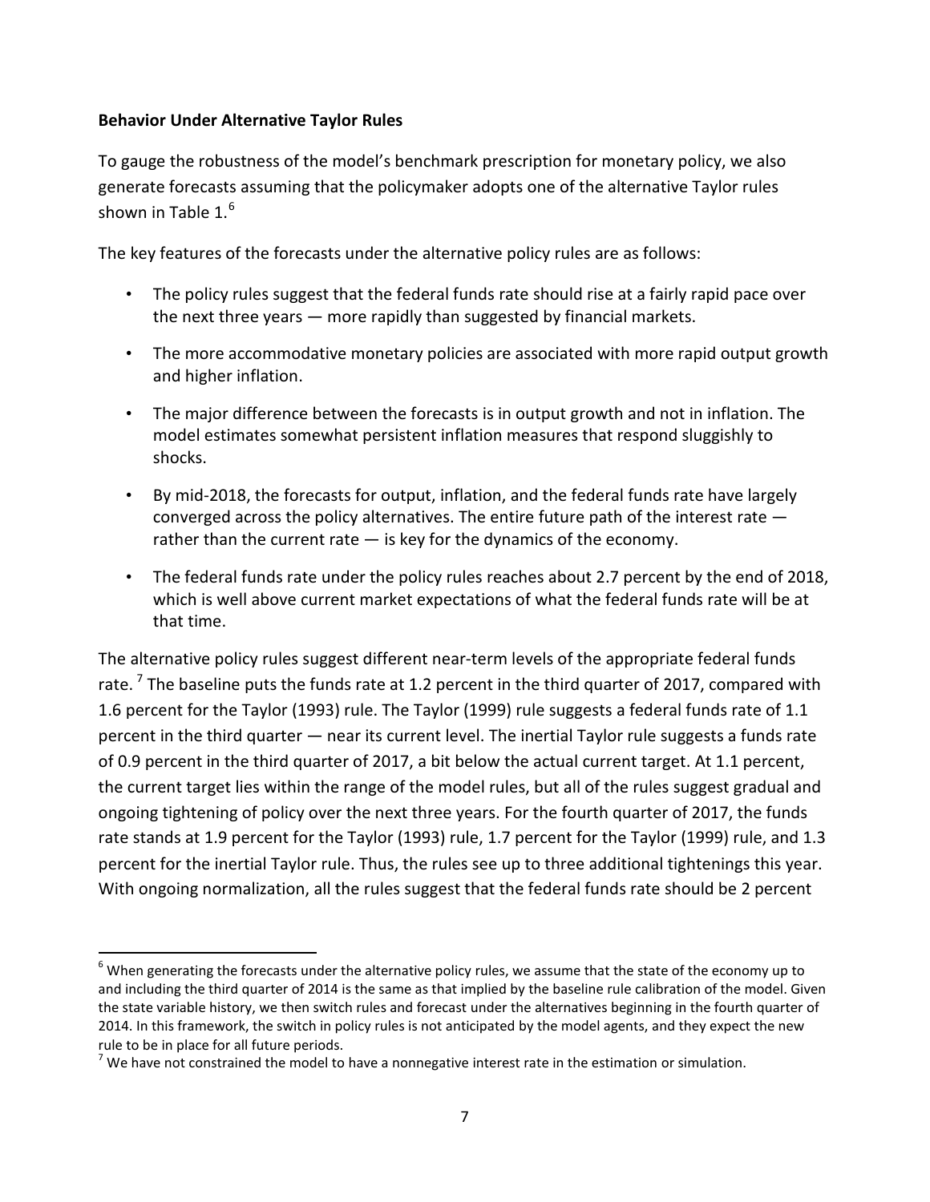**Behavior Under Alternative Taylor Rules**

To gauge the robustness of the model's benchmark prescription for monetary policy, we also generate forecasts assuming that the policymaker adopts one of the alternative Taylor rules shown in Table 1.[6]

The key features of the forecasts under the alternative policy rules are as follows:

- The policy rules suggest that the federal funds rate should rise at a fairly rapid pace over the next three years — more rapidly than suggested by financial markets.
- The more accommodative monetary policies are associated with more rapid output growth and higher inflation.
- The major difference between the forecasts is in output growth and not in inflation. The model estimates somewhat persistent inflation measures that respond sluggishly to shocks.
- By mid-2018, the forecasts for output, inflation, and the federal funds rate have largely converged across the policy alternatives. The entire future path of the interest rate — rather than the current rate — is key for the dynamics of the economy.
- The federal funds rate under the policy rules reaches about 2.7 percent by the end of 2018, which is well above current market expectations of what the federal funds rate will be at that time.

The alternative policy rules suggest different near-term levels of the appropriate federal funds rate.[7] The baseline puts the funds rate at 1.2 percent in the third quarter of 2017, compared with 1.6 percent for the Taylor (1993) rule. The Taylor (1999) rule suggests a federal funds rate of 1.1 percent in the third quarter — near its current level. The inertial Taylor rule suggests a funds rate of 0.9 percent in the third quarter of 2017, a bit below the actual current target. At 1.1 percent, the current target lies within the range of the model rules, but all of the rules suggest gradual and ongoing tightening of policy over the next three years. For the fourth quarter of 2017, the funds rate stands at 1.9 percent for the Taylor (1993) rule, 1.7 percent for the Taylor (1999) rule, and 1.3 percent for the inertial Taylor rule. Thus, the rules see up to three additional tightenings this year. With ongoing normalization, all the rules suggest that the federal funds rate should be 2 percent

[6] When generating the forecasts under the alternative policy rules, we assume that the state of the economy up to and including the third quarter of 2014 is the same as that implied by the baseline rule calibration of the model. Given the state variable history, we then switch rules and forecast under the alternatives beginning in the fourth quarter of 2014. In this framework, the switch in policy rules is not anticipated by the model agents, and they expect the new rule to be in place for all future periods.

[7] We have not constrained the model to have a nonnegative interest rate in the estimation or simulation.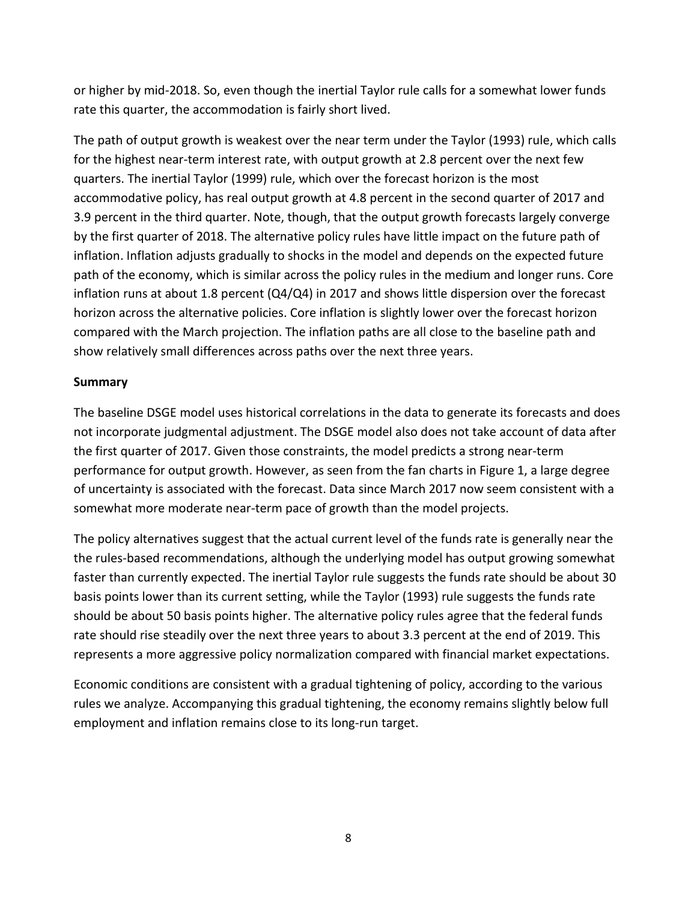or higher by mid-2018. So, even though the inertial Taylor rule calls for a somewhat lower funds rate this quarter, the accommodation is fairly short lived.

The path of output growth is weakest over the near term under the Taylor (1993) rule, which calls for the highest near-term interest rate, with output growth at 2.8 percent over the next few quarters. The inertial Taylor (1999) rule, which over the forecast horizon is the most accommodative policy, has real output growth at 4.8 percent in the second quarter of 2017 and 3.9 percent in the third quarter. Note, though, that the output growth forecasts largely converge by the first quarter of 2018. The alternative policy rules have little impact on the future path of inflation. Inflation adjusts gradually to shocks in the model and depends on the expected future path of the economy, which is similar across the policy rules in the medium and longer runs. Core inflation runs at about 1.8 percent (Q4/Q4) in 2017 and shows little dispersion over the forecast horizon across the alternative policies. Core inflation is slightly lower over the forecast horizon compared with the March projection. The inflation paths are all close to the baseline path and show relatively small differences across paths over the next three years.

**Summary**

The baseline DSGE model uses historical correlations in the data to generate its forecasts and does not incorporate judgmental adjustment. The DSGE model also does not take account of data after the first quarter of 2017. Given those constraints, the model predicts a strong near-term performance for output growth. However, as seen from the fan charts in Figure 1, a large degree of uncertainty is associated with the forecast. Data since March 2017 now seem consistent with a somewhat more moderate near-term pace of growth than the model projects.

The policy alternatives suggest that the actual current level of the funds rate is generally near the the rules-based recommendations, although the underlying model has output growing somewhat faster than currently expected. The inertial Taylor rule suggests the funds rate should be about 30 basis points lower than its current setting, while the Taylor (1993) rule suggests the funds rate should be about 50 basis points higher. The alternative policy rules agree that the federal funds rate should rise steadily over the next three years to about 3.3 percent at the end of 2019. This represents a more aggressive policy normalization compared with financial market expectations.

Economic conditions are consistent with a gradual tightening of policy, according to the various rules we analyze. Accompanying this gradual tightening, the economy remains slightly below full employment and inflation remains close to its long-run target.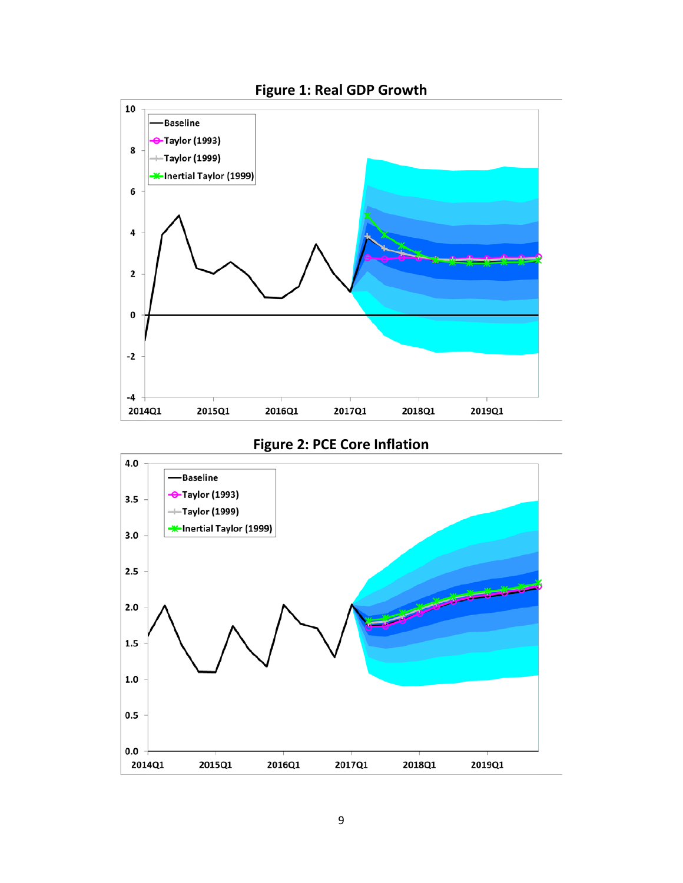**Figure 1: Real GDP Growth**

**Figure 2: PCE Core Inflation**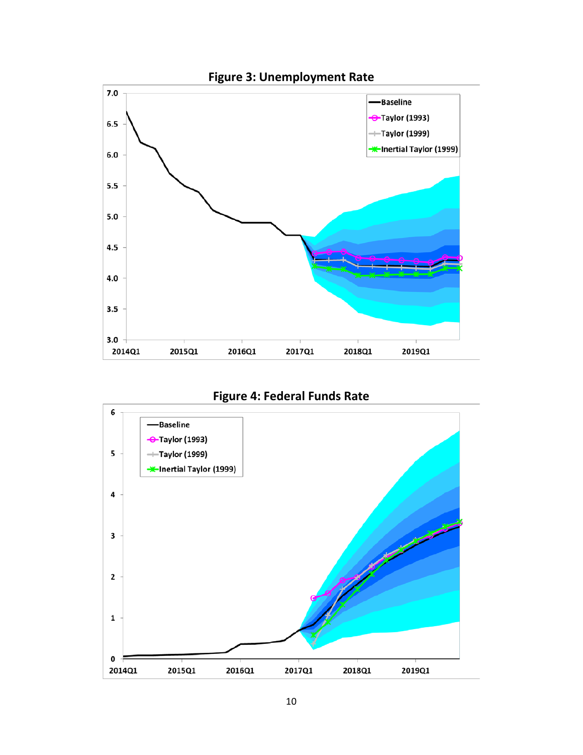**Figure 3: Unemployment Rate**

**Figure 4: Federal Funds Rate**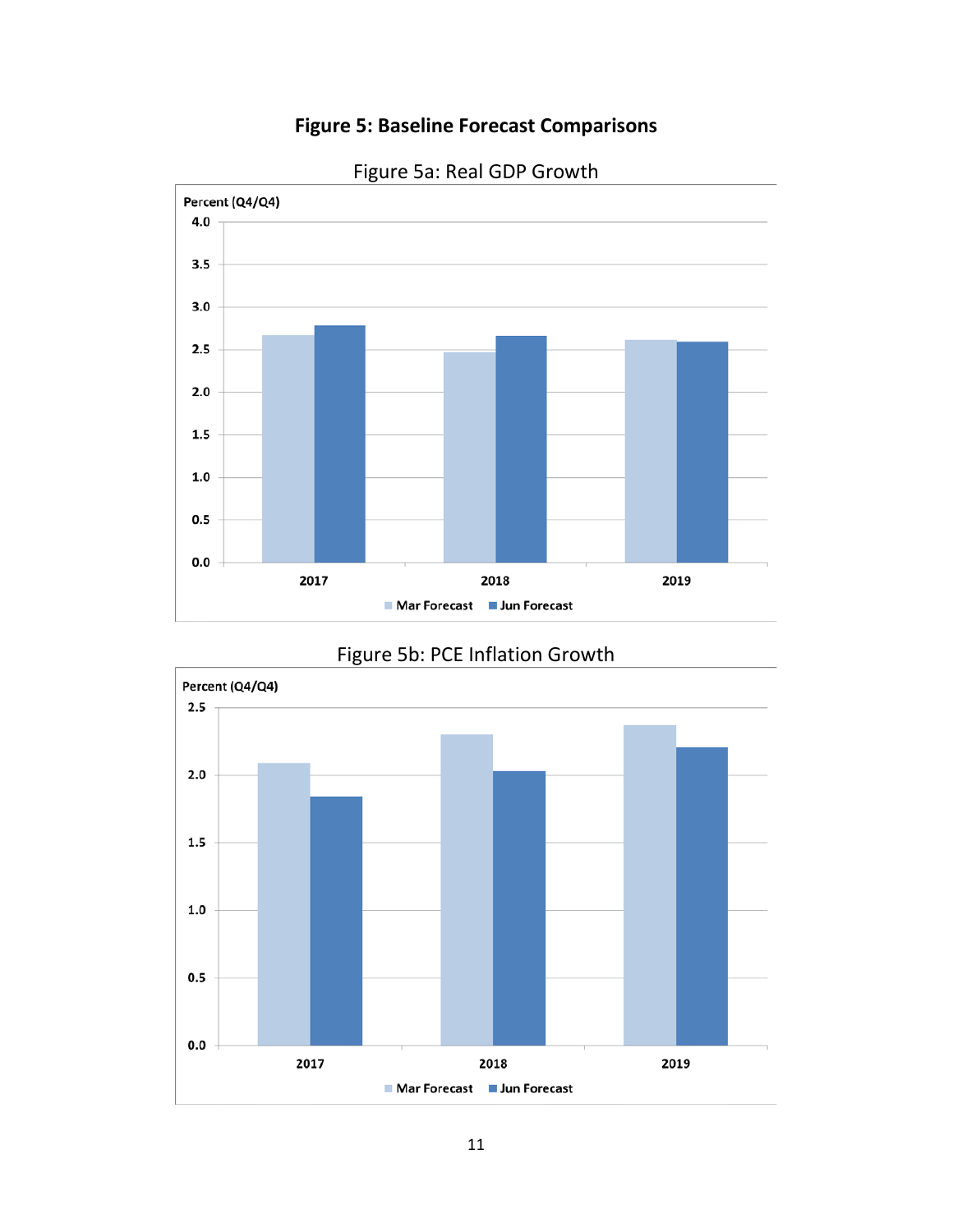# Figure 5: Baseline Forecast Comparisons

Figure 5a: Real GDP Growth

Percent (Q4/Q4)

4.0
3.5
3.0
2.5
2.0
1.5
1.0
0.5
0.0

2017 2018 2019

Mar Forecast ■ Jun Forecast

Figure 5b: PCE Inflation Growth

Percent (Q4/Q4)

2.5
2.0
1.5
1.0
0.5
0.0

2017 2018 2019

Mar Forecast ■ Jun Forecast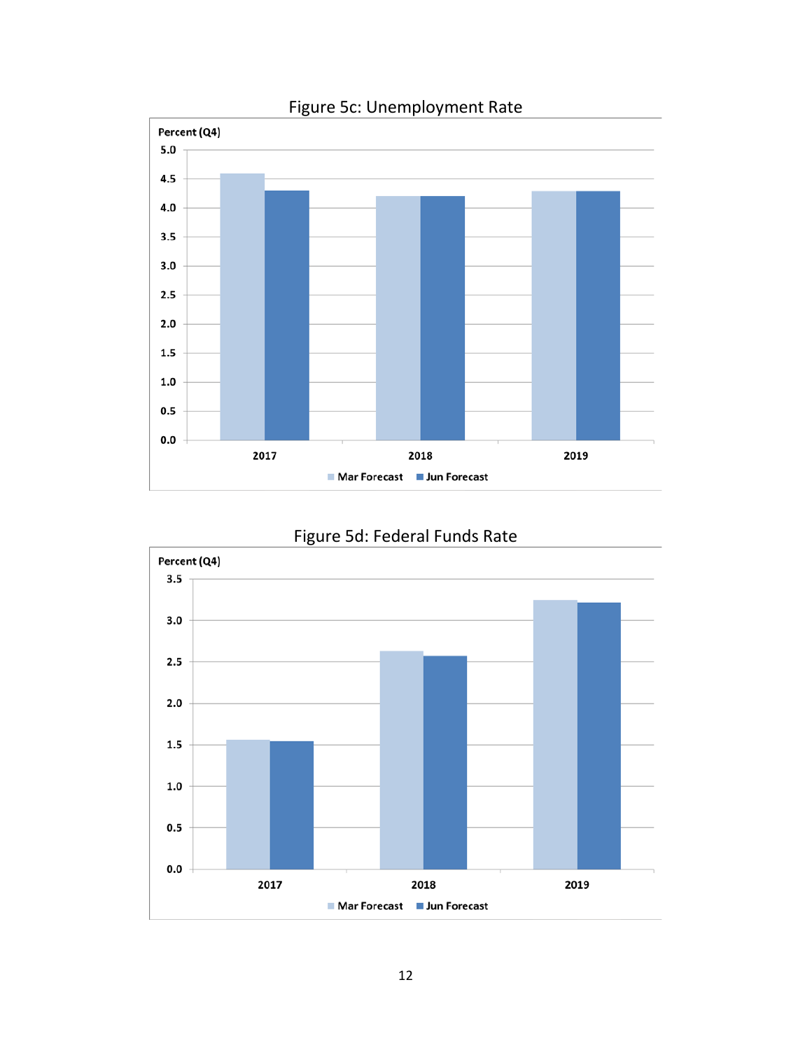Figure 5c: Unemployment Rate

Percent (Q4)

5.0
4.5
4.0
3.5
3.0
2.5
2.0
1.5
1.0
0.5
0.0

2017
2018
2019

Mar Forecast
Jun Forecast

Figure 5d: Federal Funds Rate

Percent (Q4)

3.5
3.0
2.5
2.0
1.5
1.0
0.5
0.0

2017
2018
2019

Mar Forecast
Jun Forecast